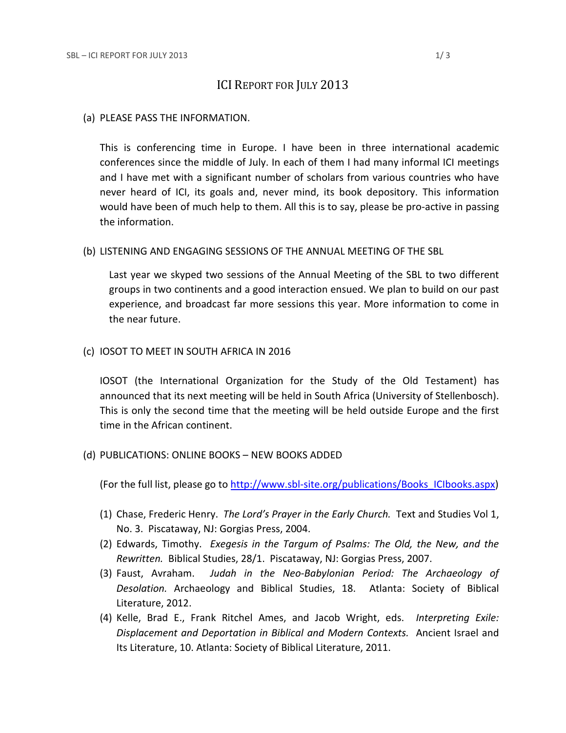# ICI REPORT FOR JULY 2013

(a) PLEASE PASS THE INFORMATION.

This is conferencing time in Europe. I have been in three international academic conferences since the middle of July. In each of them I had many informal ICI meetings and I have met with a significant number of scholars from various countries who have never heard of ICI, its goals and, never mind, its book depository. This information would have been of much help to them. All this is to say, please be pro-active in passing the information.

(b) LISTENING AND ENGAGING SESSIONS OF THE ANNUAL MEETING OF THE SBL

Last year we skyped two sessions of the Annual Meeting of the SBL to two different groups in two continents and a good interaction ensued. We plan to build on our past experience, and broadcast far more sessions this year. More information to come in the near future.

(c) IOSOT TO MEET IN SOUTH AFRICA IN 2016

IOSOT (the International Organization for the Study of the Old Testament) has announced that its next meeting will be held in South Africa (University of Stellenbosch). This is only the second time that the meeting will be held outside Europe and the first time in the African continent.

(d) PUBLICATIONS: ONLINE BOOKS – NEW BOOKS ADDED

(For the full list, please go to http://www.sbl-site.org/publications/Books_ICIbooks.aspx)

1. Chase, Frederic Henry. *The Lord's Prayer in the Early Church.* Text and Studies Vol 1, No. 3. Piscataway, NJ: Gorgias Press, 2004.
2. Edwards, Timothy. *Exegesis in the Targum of Psalms: The Old, the New, and the Rewritten.* Biblical Studies, 28/1. Piscataway, NJ: Gorgias Press, 2007.
3. Faust, Avraham. *Judah in the Neo-Babylonian Period: The Archaeology of Desolation.* Archaeology and Biblical Studies, 18. Atlanta: Society of Biblical Literature, 2012.
4. Kelle, Brad E., Frank Ritchel Ames, and Jacob Wright, eds. *Interpreting Exile: Displacement and Deportation in Biblical and Modern Contexts.* Ancient Israel and Its Literature, 10. Atlanta: Society of Biblical Literature, 2011.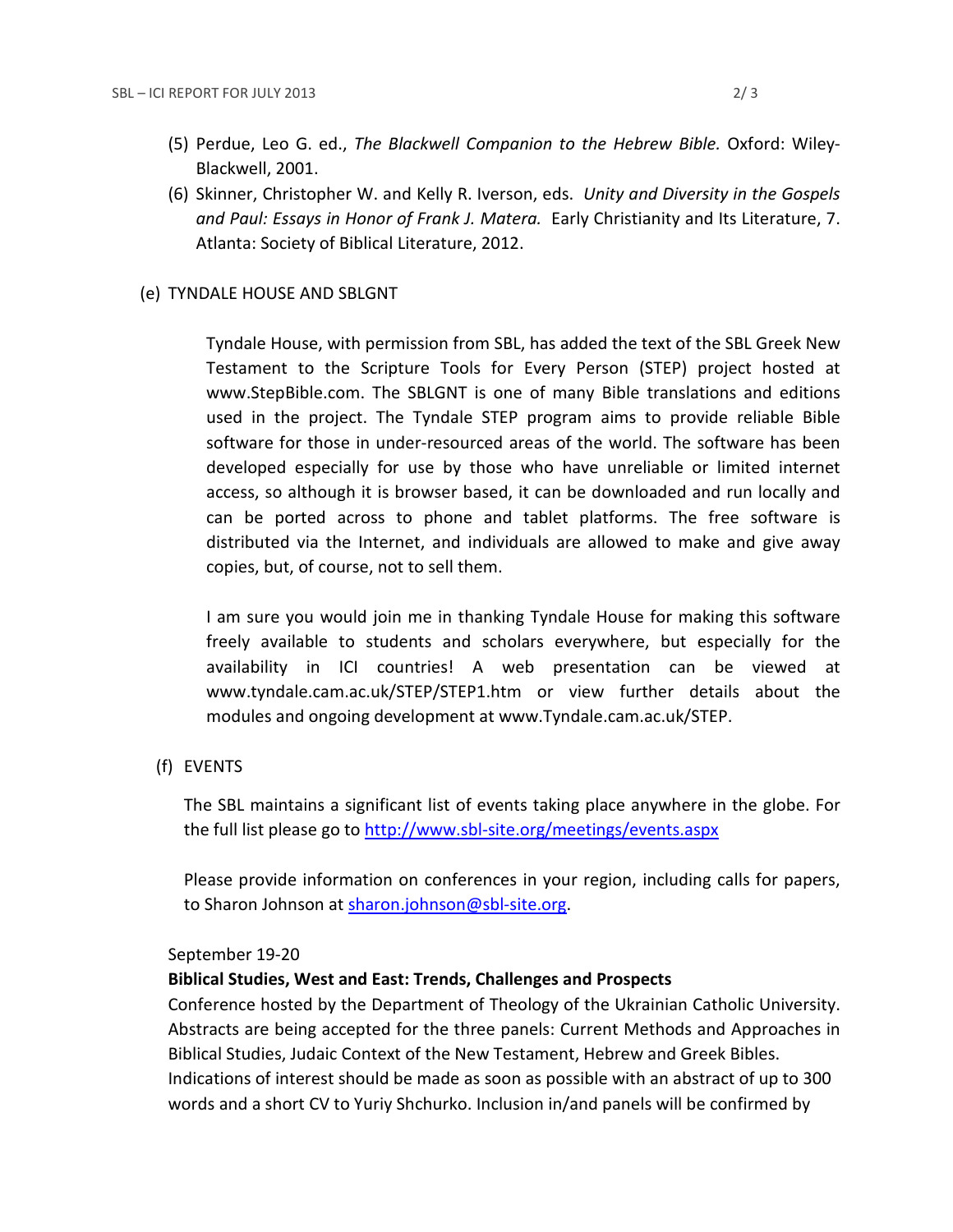(5) Perdue, Leo G. ed., *The Blackwell Companion to the Hebrew Bible.* Oxford: Wiley-Blackwell, 2001.

(6) Skinner, Christopher W. and Kelly R. Iverson, eds. *Unity and Diversity in the Gospels and Paul: Essays in Honor of Frank J. Matera.* Early Christianity and Its Literature, 7. Atlanta: Society of Biblical Literature, 2012.

(e) TYNDALE HOUSE AND SBLGNT

Tyndale House, with permission from SBL, has added the text of the SBL Greek New Testament to the Scripture Tools for Every Person (STEP) project hosted at www.StepBible.com. The SBLGNT is one of many Bible translations and editions used in the project. The Tyndale STEP program aims to provide reliable Bible software for those in under-resourced areas of the world. The software has been developed especially for use by those who have unreliable or limited internet access, so although it is browser based, it can be downloaded and run locally and can be ported across to phone and tablet platforms. The free software is distributed via the Internet, and individuals are allowed to make and give away copies, but, of course, not to sell them.

I am sure you would join me in thanking Tyndale House for making this software freely available to students and scholars everywhere, but especially for the availability in ICI countries! A web presentation can be viewed at www.tyndale.cam.ac.uk/STEP/STEP1.htm or view further details about the modules and ongoing development at www.Tyndale.cam.ac.uk/STEP.

(f) EVENTS

The SBL maintains a significant list of events taking place anywhere in the globe. For the full list please go to http://www.sbl-site.org/meetings/events.aspx

Please provide information on conferences in your region, including calls for papers, to Sharon Johnson at sharon.johnson@sbl-site.org.

September 19-20

**Biblical Studies, West and East: Trends, Challenges and Prospects**

Conference hosted by the Department of Theology of the Ukrainian Catholic University. Abstracts are being accepted for the three panels: Current Methods and Approaches in Biblical Studies, Judaic Context of the New Testament, Hebrew and Greek Bibles. Indications of interest should be made as soon as possible with an abstract of up to 300 words and a short CV to Yuriy Shchurko. Inclusion in/and panels will be confirmed by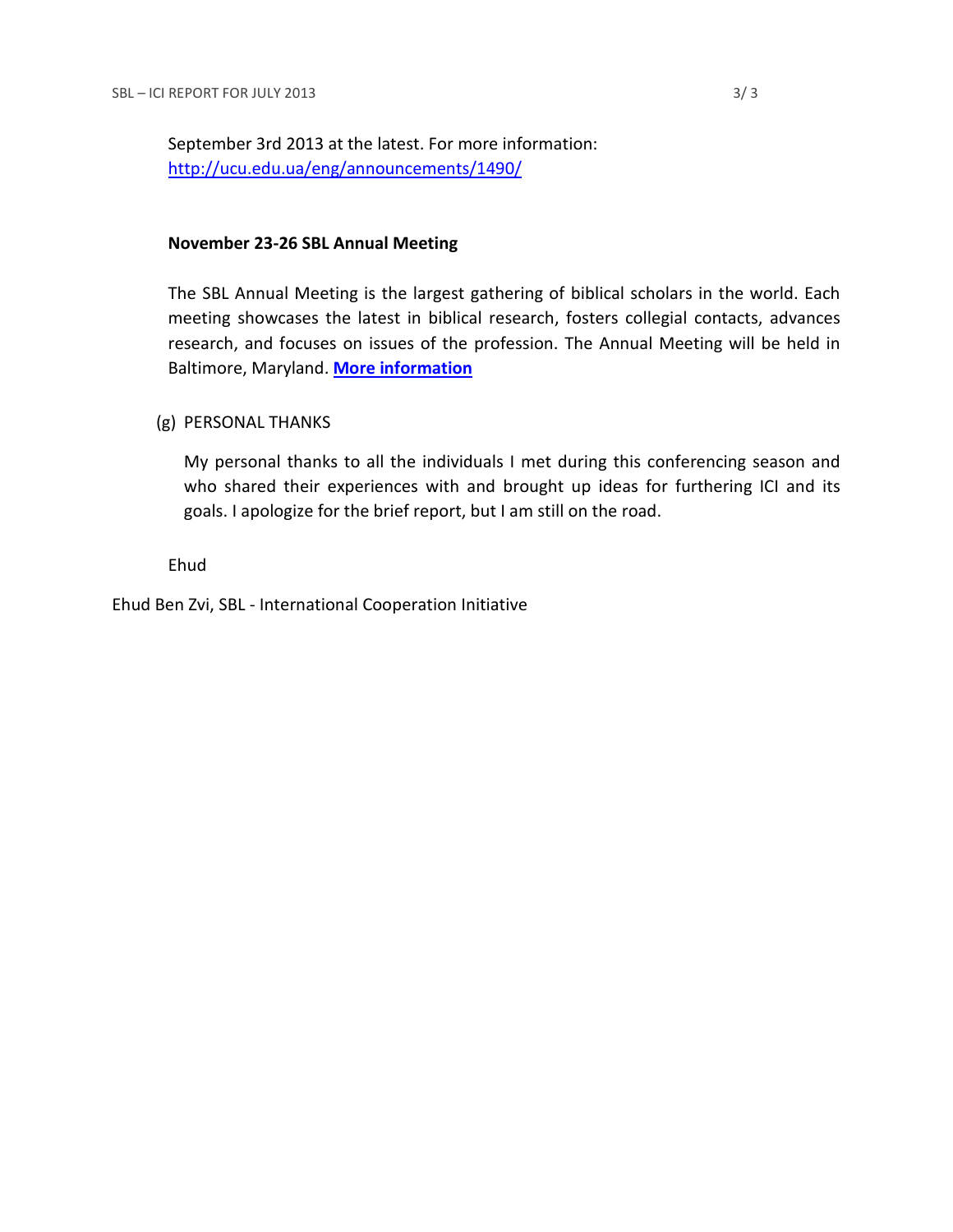September 3rd 2013 at the latest. For more information: [http://ucu.edu.ua/eng/announcements/1490/](http://ucu.edu.ua/eng/announcements/1490/)

**November 23-26 SBL Annual Meeting**

The SBL Annual Meeting is the largest gathering of biblical scholars in the world. Each meeting showcases the latest in biblical research, fosters collegial contacts, advances research, and focuses on issues of the profession. The Annual Meeting will be held in Baltimore, Maryland. **More information**

(g) PERSONAL THANKS

My personal thanks to all the individuals I met during this conferencing season and who shared their experiences with and brought up ideas for furthering ICI and its goals. I apologize for the brief report, but I am still on the road.

Ehud

Ehud Ben Zvi, SBL - International Cooperation Initiative